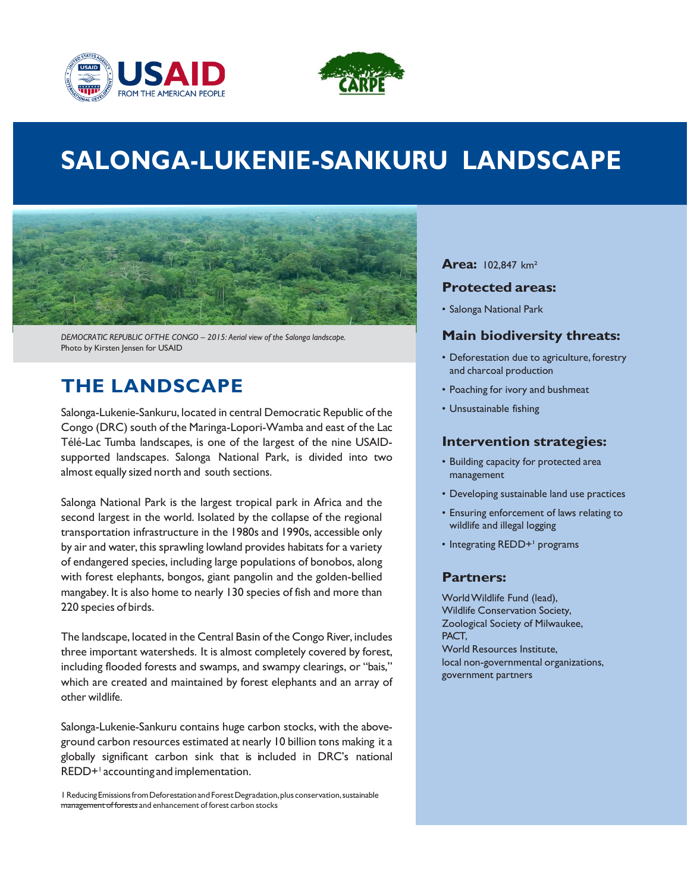# SALONGA-LUKENIE-SANKURU LANDSCAPE

*DEMOCRATIC REPUBLIC OFTHE CONGO – 2015: Aerial view of the Salonga landscape.*
Photo by Kirsten Jensen for USAID

## THE LANDSCAPE

Salonga-Lukenie-Sankuru, located in central Democratic Republic of the Congo (DRC) south of the Maringa-Lopori-Wamba and east of the Lac Télé-Lac Tumba landscapes, is one of the largest of the nine USAID-supported landscapes. Salonga National Park, is divided into two almost equally sized north and south sections.

Salonga National Park is the largest tropical park in Africa and the second largest in the world. Isolated by the collapse of the regional transportation infrastructure in the 1980s and 1990s, accessible only by air and water, this sprawling lowland provides habitats for a variety of endangered species, including large populations of bonobos, along with forest elephants, bongos, giant pangolin and the golden-bellied mangabey. It is also home to nearly 130 species of fish and more than 220 species of birds.

The landscape, located in the Central Basin of the Congo River, includes three important watersheds. It is almost completely covered by forest, including flooded forests and swamps, and swampy clearings, or "bais," which are created and maintained by forest elephants and an array of other wildlife.

Salonga-Lukenie-Sankuru contains huge carbon stocks, with the above-ground carbon resources estimated at nearly 10 billion tons making it a globally significant carbon sink that is included in DRC's national REDD+[1] accounting and implementation.

1 Reducing Emissions from Deforestation and Forest Degradation, plus conservation, sustainable management of forests and enhancement of forest carbon stocks

**Area:** 102,847 km²

### Protected areas:

- Salonga National Park

### Main biodiversity threats:

- Deforestation due to agriculture, forestry and charcoal production
- Poaching for ivory and bushmeat
- Unsustainable fishing

### Intervention strategies:

- Building capacity for protected area management
- Developing sustainable land use practices
- Ensuring enforcement of laws relating to wildlife and illegal logging
- Integrating REDD+[1] programs

### Partners:

World Wildlife Fund (lead),
Wildlife Conservation Society,
Zoological Society of Milwaukee,
PACT,
World Resources Institute,
local non-governmental organizations,
government partners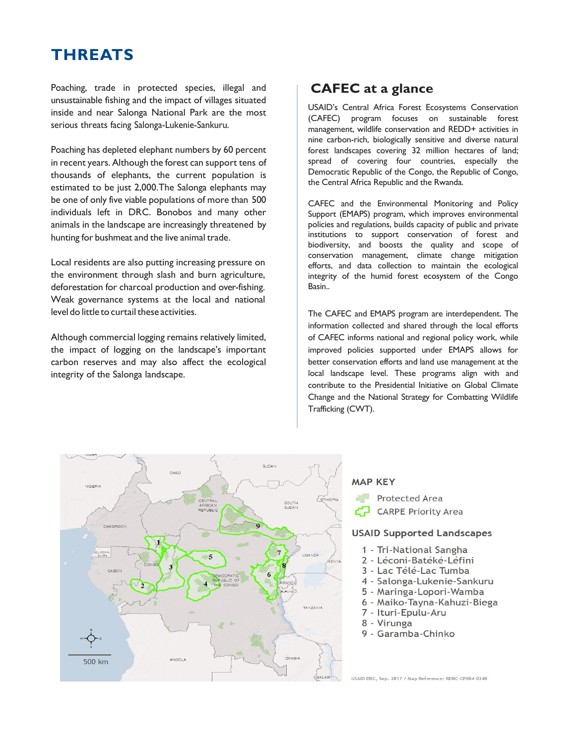# THREATS

Poaching, trade in protected species, illegal and unsustainable fishing and the impact of villages situated inside and near Salonga National Park are the most serious threats facing Salonga-Lukenie-Sankuru.

Poaching has depleted elephant numbers by 60 percent in recent years. Although the forest can support tens of thousands of elephants, the current population is estimated to be just 2,000.The Salonga elephants may be one of only five viable populations of more than 500 individuals left in DRC. Bonobos and many other animals in the landscape are increasingly threatened by hunting for bushmeat and the live animal trade.

Local residents are also putting increasing pressure on the environment through slash and burn agriculture, deforestation for charcoal production and over-fishing. Weak governance systems at the local and national level do little to curtail these activities.

Although commercial logging remains relatively limited, the impact of logging on the landscape's important carbon reserves and may also affect the ecological integrity of the Salonga landscape.

## CAFEC at a glance

USAID's Central Africa Forest Ecosystems Conservation (CAFEC) program focuses on sustainable forest management, wildlife conservation and REDD+ activities in nine carbon-rich, biologically sensitive and diverse natural forest landscapes covering 32 million hectares of land; spread of covering four countries, especially the Democratic Republic of the Congo, the Republic of Congo, the Central Africa Republic and the Rwanda.

CAFEC and the Environmental Monitoring and Policy Support (EMAPS) program, which improves environmental policies and regulations, builds capacity of public and private institutions to support conservation of forest and biodiversity, and boosts the quality and scope of conservation management, climate change mitigation efforts, and data collection to maintain the ecological integrity of the humid forest ecosystem of the Congo Basin..

The CAFEC and EMAPS program are interdependent. The information collected and shared through the local efforts of CAFEC informs national and regional policy work, while improved policies supported under EMAPS allows for better conservation efforts and land use management at the local landscape level. These programs align with and contribute to the Presidential Initiative on Global Climate Change and the National Strategy for Combatting Wildlife Trafficking (CWT).

MAP KEY

- Protected Area
- CARPE Priority Area

USAID Supported Landscapes

1 - Tri-National Sangha
2 - Léconi-Batéké-Léfini
3 - Lac Télé-Lac Tumba
4 - Salonga-Lukenie-Sankuru
5 - Maringa-Lopori-Wamba
6 - Maiko-Tayna-Kahuzi-Biega
7 - Ituri-Epulu-Aru
8 - Virunga
9 - Garamba-Chinko

USAID DRC, Sep. 2017 / Map Reference: RDRC-CP004-0248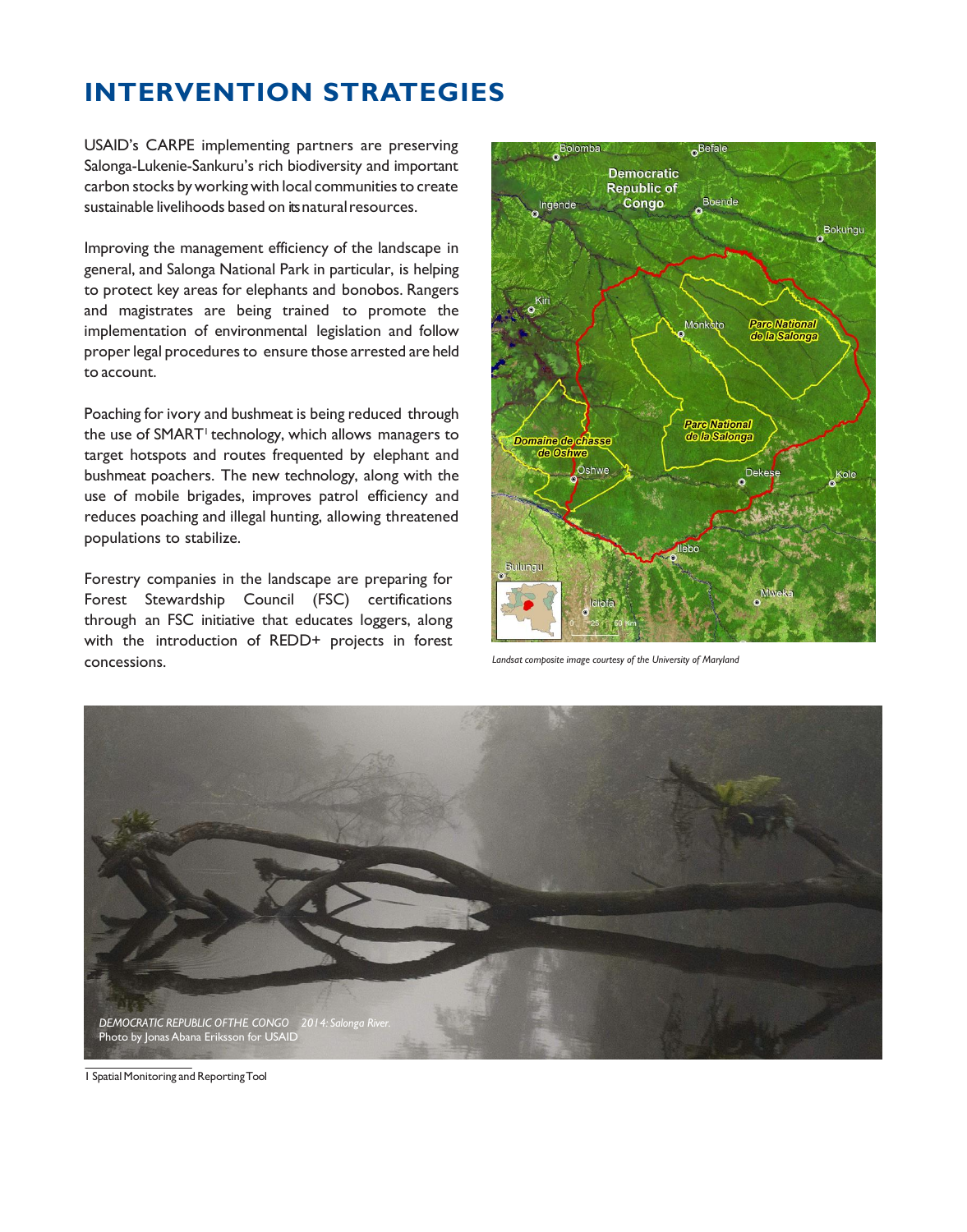# INTERVENTION STRATEGIES

USAID's CARPE implementing partners are preserving Salonga-Lukenie-Sankuru's rich biodiversity and important carbon stocks by working with local communities to create sustainable livelihoods based on its natural resources.

Improving the management efficiency of the landscape in general, and Salonga National Park in particular, is helping to protect key areas for elephants and bonobos. Rangers and magistrates are being trained to promote the implementation of environmental legislation and follow proper legal procedures to ensure those arrested are held to account.

Poaching for ivory and bushmeat is being reduced through the use of SMART[1] technology, which allows managers to target hotspots and routes frequented by elephant and bushmeat poachers. The new technology, along with the use of mobile brigades, improves patrol efficiency and reduces poaching and illegal hunting, allowing threatened populations to stabilize.

Forestry companies in the landscape are preparing for Forest Stewardship Council (FSC) certifications through an FSC initiative that educates loggers, along with the introduction of REDD+ projects in forest concessions.

*Landsat composite image courtesy of the University of Maryland*

*DEMOCRATIC REPUBLIC OF THE CONGO 2014: Salonga River.*
Photo by Jonas Abana Eriksson for USAID

1 Spatial Monitoring and Reporting Tool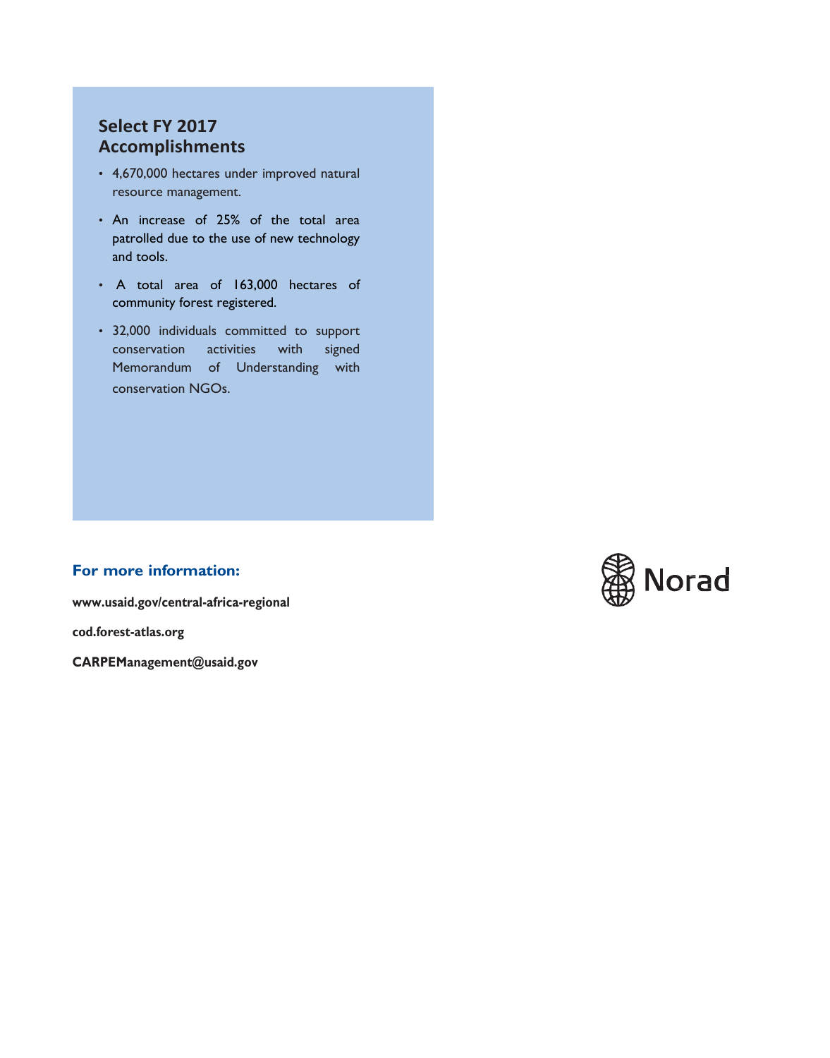## Select FY 2017 Accomplishments

- 4,670,000 hectares under improved natural resource management.
- An increase of 25% of the total area patrolled due to the use of new technology and tools.
- A total area of 163,000 hectares of community forest registered.
- 32,000 individuals committed to support conservation activities with signed Memorandum of Understanding with conservation NGOs.

**For more information:**

**www.usaid.gov/central-africa-regional**

**cod.forest-atlas.org**

**CARPEManagement@usaid.gov**

Norad